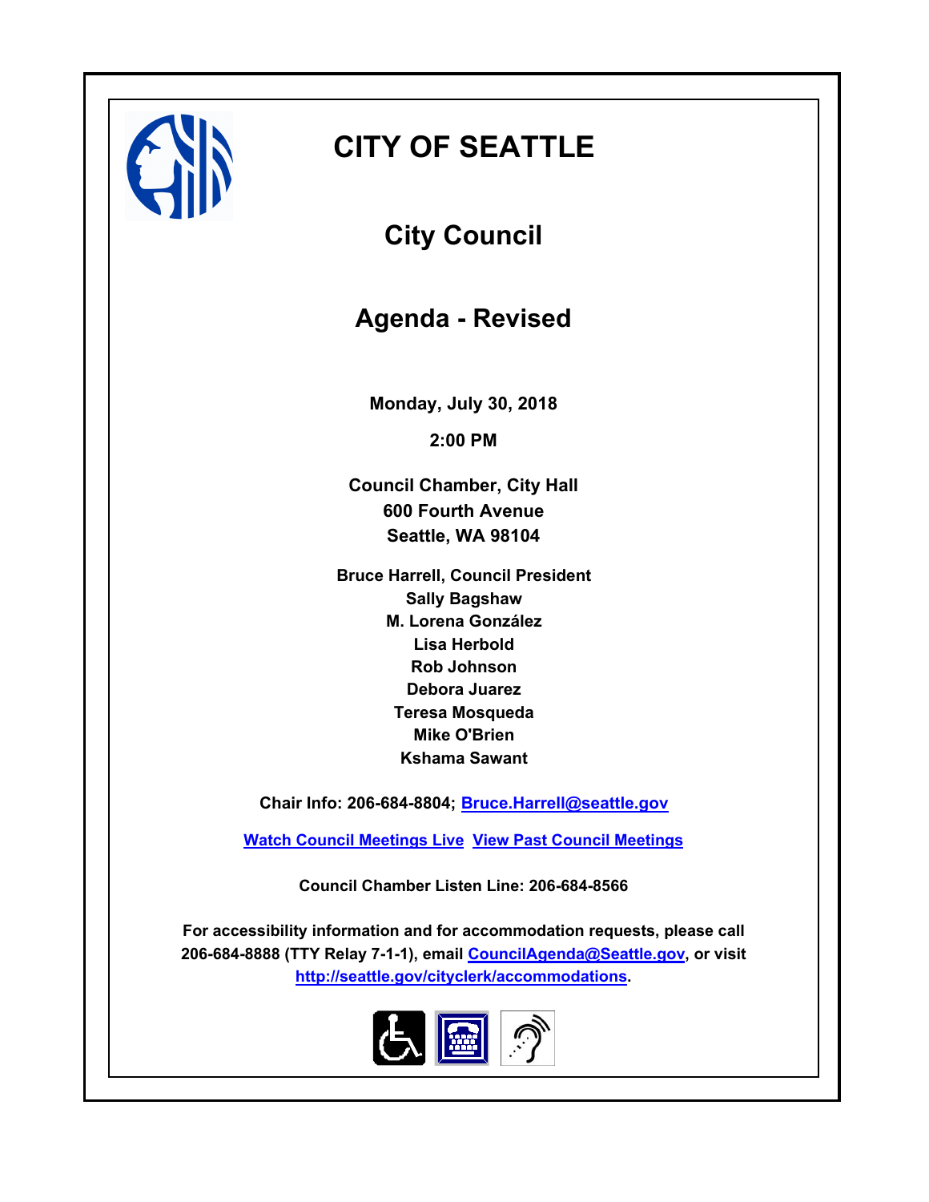# CITY OF SEATTLE

## City Council

## Agenda - Revised

**Monday, July 30, 2018**

**2:00 PM**

**Council Chamber, City Hall**
**600 Fourth Avenue**
**Seattle, WA 98104**

**Bruce Harrell, Council President**
**Sally Bagshaw**
**M. Lorena González**
**Lisa Herbold**
**Rob Johnson**
**Debora Juarez**
**Teresa Mosqueda**
**Mike O'Brien**
**Kshama Sawant**

**Chair Info: 206-684-8804; Bruce.Harrell@seattle.gov**

**Watch Council Meetings Live  View Past Council Meetings**

**Council Chamber Listen Line: 206-684-8566**

**For accessibility information and for accommodation requests, please call 206-684-8888 (TTY Relay 7-1-1), email CouncilAgenda@Seattle.gov, or visit http://seattle.gov/cityclerk/accommodations.**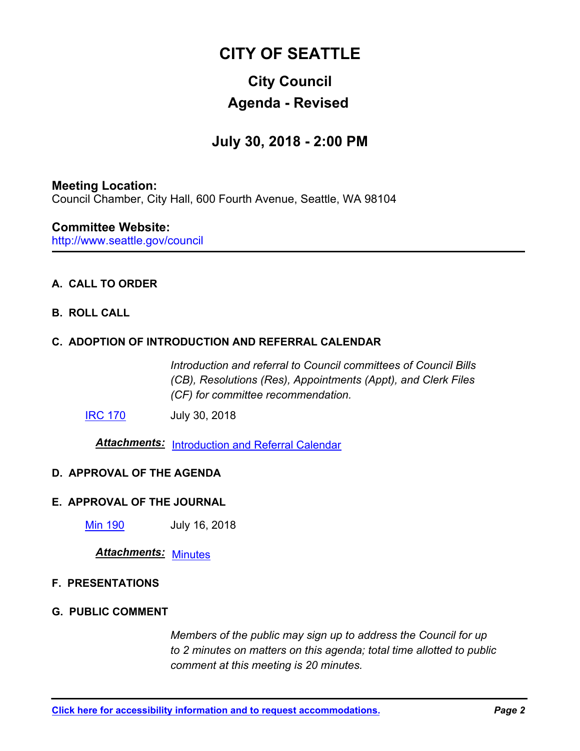# CITY OF SEATTLE

## City Council

## Agenda - Revised

## July 30, 2018 - 2:00 PM

**Meeting Location:**
Council Chamber, City Hall, 600 Fourth Avenue, Seattle, WA 98104

**Committee Website:**
http://www.seattle.gov/council

---

**A. CALL TO ORDER**

**B. ROLL CALL**

**C. ADOPTION OF INTRODUCTION AND REFERRAL CALENDAR**

*Introduction and referral to Council committees of Council Bills (CB), Resolutions (Res), Appointments (Appt), and Clerk Files (CF) for committee recommendation.*

IRC 170 July 30, 2018

***Attachments:*** Introduction and Referral Calendar

**D. APPROVAL OF THE AGENDA**

**E. APPROVAL OF THE JOURNAL**

Min 190 July 16, 2018

***Attachments:*** Minutes

**F. PRESENTATIONS**

**G. PUBLIC COMMENT**

*Members of the public may sign up to address the Council for up to 2 minutes on matters on this agenda; total time allotted to public comment at this meeting is 20 minutes.*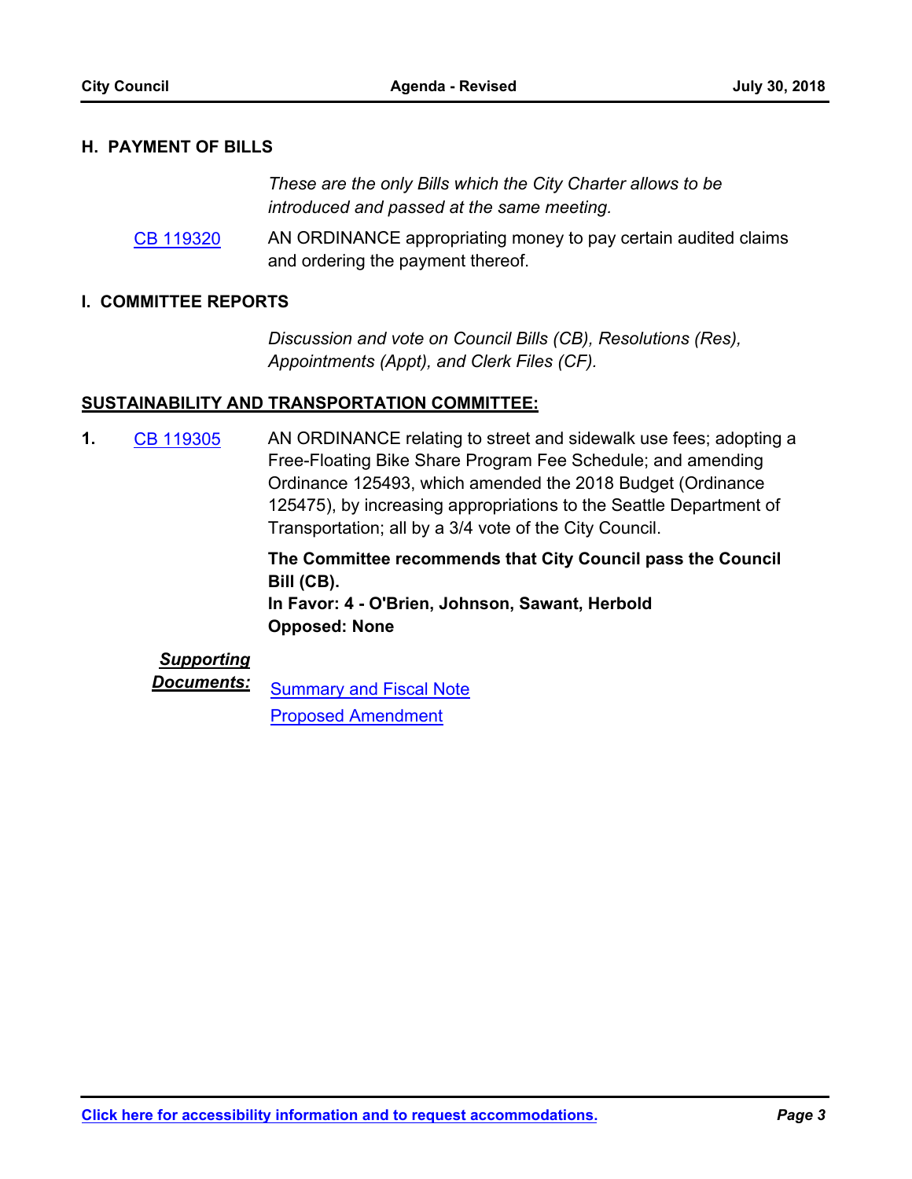## H. PAYMENT OF BILLS

*These are the only Bills which the City Charter allows to be introduced and passed at the same meeting.*

CB 119320 — AN ORDINANCE appropriating money to pay certain audited claims and ordering the payment thereof.

## I. COMMITTEE REPORTS

*Discussion and vote on Council Bills (CB), Resolutions (Res), Appointments (Appt), and Clerk Files (CF).*

### SUSTAINABILITY AND TRANSPORTATION COMMITTEE:

**1.** CB 119305 — AN ORDINANCE relating to street and sidewalk use fees; adopting a Free-Floating Bike Share Program Fee Schedule; and amending Ordinance 125493, which amended the 2018 Budget (Ordinance 125475), by increasing appropriations to the Seattle Department of Transportation; all by a 3/4 vote of the City Council.

**The Committee recommends that City Council pass the Council Bill (CB).**
**In Favor: 4 - O'Brien, Johnson, Sawant, Herbold**
**Opposed: None**

***Supporting Documents:***

- Summary and Fiscal Note
- Proposed Amendment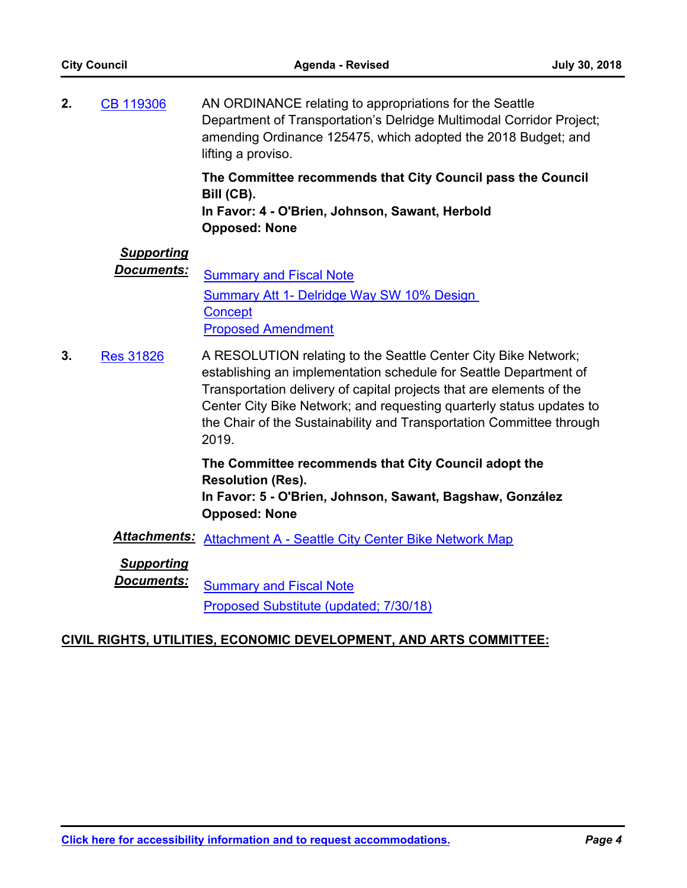**2.** CB 119306

AN ORDINANCE relating to appropriations for the Seattle Department of Transportation's Delridge Multimodal Corridor Project; amending Ordinance 125475, which adopted the 2018 Budget; and lifting a proviso.

**The Committee recommends that City Council pass the Council Bill (CB).**
**In Favor: 4 - O'Brien, Johnson, Sawant, Herbold**
**Opposed: None**

***Supporting Documents:***

Summary and Fiscal Note
Summary Att 1- Delridge Way SW 10% Design Concept
Proposed Amendment

**3.** Res 31826

A RESOLUTION relating to the Seattle Center City Bike Network; establishing an implementation schedule for Seattle Department of Transportation delivery of capital projects that are elements of the Center City Bike Network; and requesting quarterly status updates to the Chair of the Sustainability and Transportation Committee through 2019.

**The Committee recommends that City Council adopt the Resolution (Res).**
**In Favor: 5 - O'Brien, Johnson, Sawant, Bagshaw, González**
**Opposed: None**

***Attachments:*** Attachment A - Seattle City Center Bike Network Map

***Supporting Documents:***

Summary and Fiscal Note
Proposed Substitute (updated; 7/30/18)

**CIVIL RIGHTS, UTILITIES, ECONOMIC DEVELOPMENT, AND ARTS COMMITTEE:**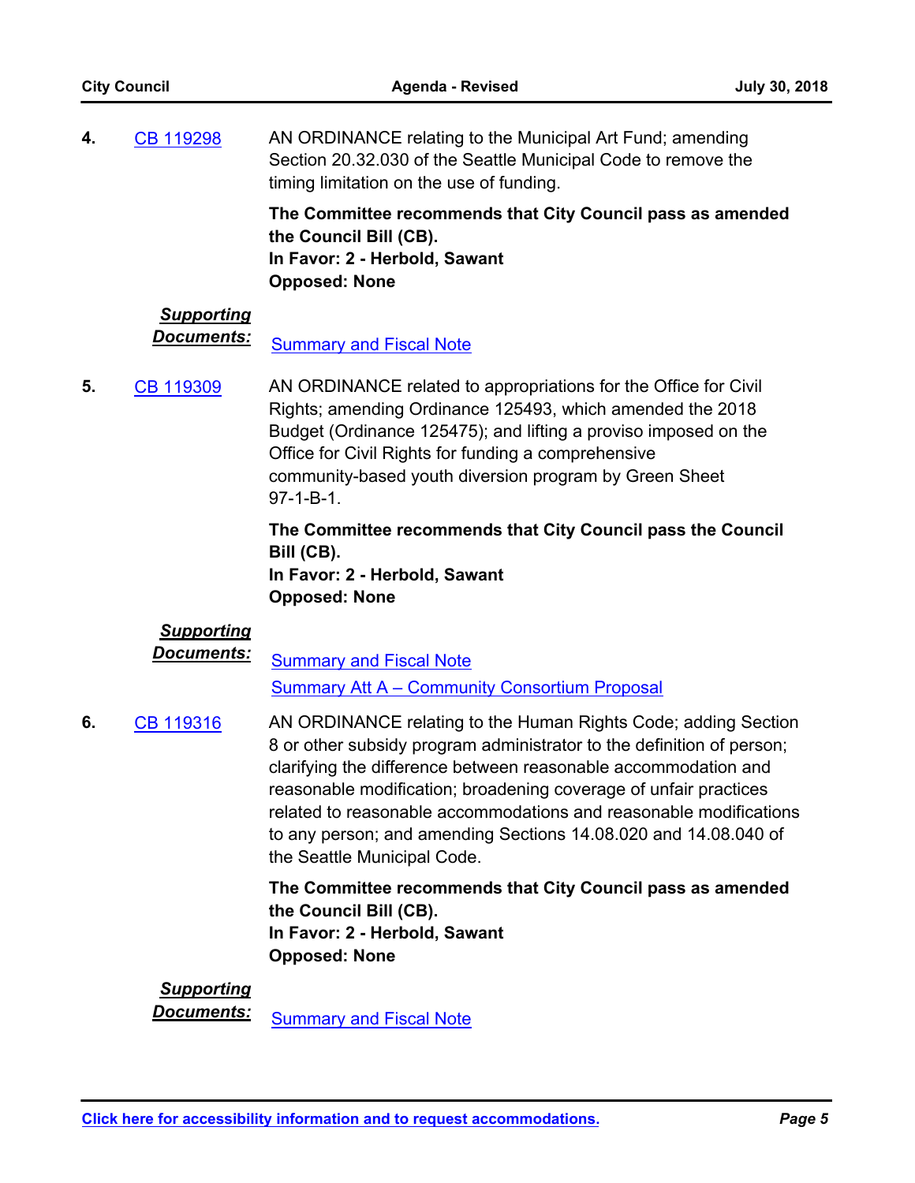**4.** CB 119298

AN ORDINANCE relating to the Municipal Art Fund; amending Section 20.32.030 of the Seattle Municipal Code to remove the timing limitation on the use of funding.

**The Committee recommends that City Council pass as amended the Council Bill (CB).**
**In Favor: 2 - Herbold, Sawant**
**Opposed: None**

***Supporting Documents:*** Summary and Fiscal Note

**5.** CB 119309

AN ORDINANCE related to appropriations for the Office for Civil Rights; amending Ordinance 125493, which amended the 2018 Budget (Ordinance 125475); and lifting a proviso imposed on the Office for Civil Rights for funding a comprehensive community-based youth diversion program by Green Sheet 97-1-B-1.

**The Committee recommends that City Council pass the Council Bill (CB).**
**In Favor: 2 - Herbold, Sawant**
**Opposed: None**

***Supporting Documents:*** Summary and Fiscal Note
Summary Att A – Community Consortium Proposal

**6.** CB 119316

AN ORDINANCE relating to the Human Rights Code; adding Section 8 or other subsidy program administrator to the definition of person; clarifying the difference between reasonable accommodation and reasonable modification; broadening coverage of unfair practices related to reasonable accommodations and reasonable modifications to any person; and amending Sections 14.08.020 and 14.08.040 of the Seattle Municipal Code.

**The Committee recommends that City Council pass as amended the Council Bill (CB).**
**In Favor: 2 - Herbold, Sawant**
**Opposed: None**

***Supporting Documents:*** Summary and Fiscal Note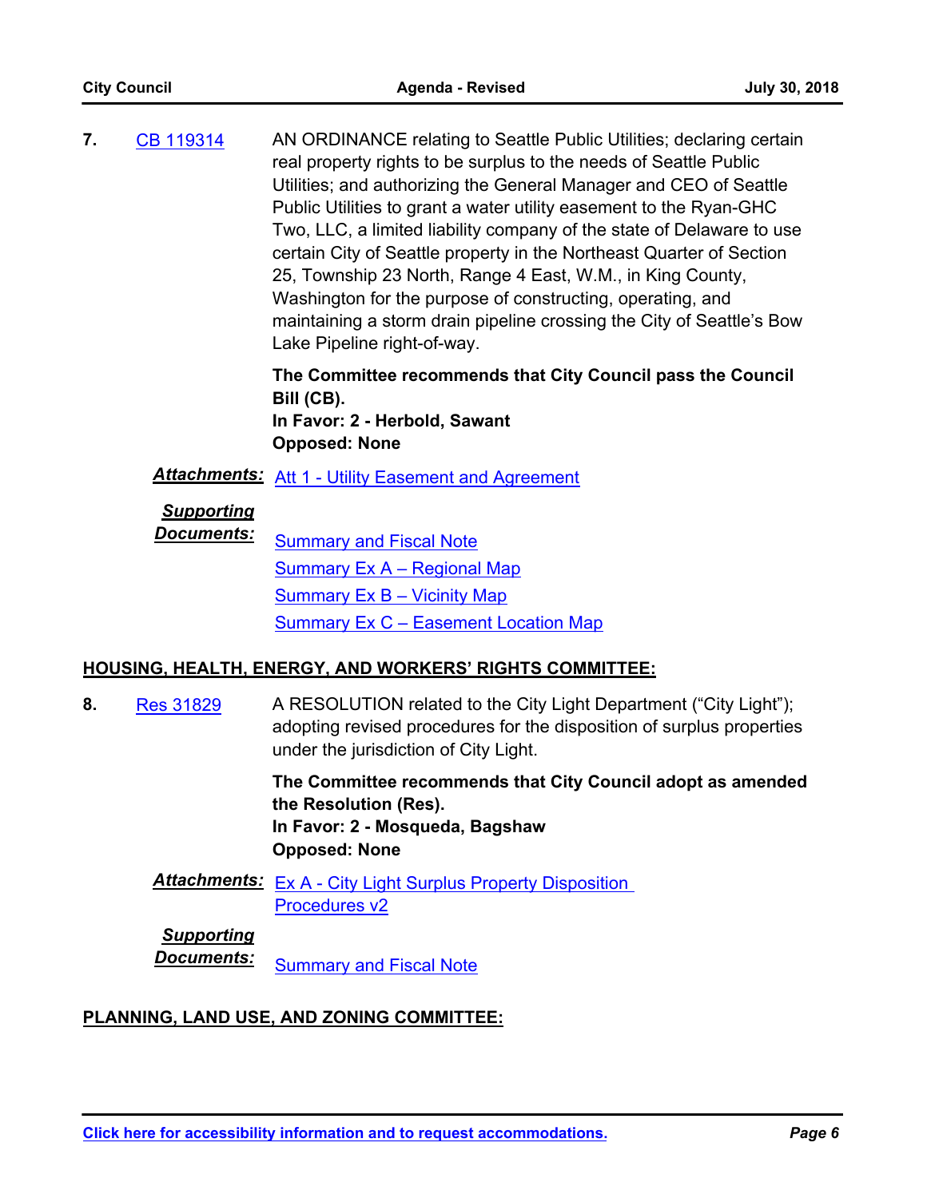**7.** CB 119314

AN ORDINANCE relating to Seattle Public Utilities; declaring certain real property rights to be surplus to the needs of Seattle Public Utilities; and authorizing the General Manager and CEO of Seattle Public Utilities to grant a water utility easement to the Ryan-GHC Two, LLC, a limited liability company of the state of Delaware to use certain City of Seattle property in the Northeast Quarter of Section 25, Township 23 North, Range 4 East, W.M., in King County, Washington for the purpose of constructing, operating, and maintaining a storm drain pipeline crossing the City of Seattle's Bow Lake Pipeline right-of-way.

**The Committee recommends that City Council pass the Council Bill (CB).**
**In Favor: 2 - Herbold, Sawant**
**Opposed: None**

***Attachments:*** Att 1 - Utility Easement and Agreement

***Supporting Documents:***
Summary and Fiscal Note
Summary Ex A – Regional Map
Summary Ex B – Vicinity Map
Summary Ex C – Easement Location Map

## HOUSING, HEALTH, ENERGY, AND WORKERS' RIGHTS COMMITTEE:

**8.** Res 31829

A RESOLUTION related to the City Light Department ("City Light"); adopting revised procedures for the disposition of surplus properties under the jurisdiction of City Light.

**The Committee recommends that City Council adopt as amended the Resolution (Res).**
**In Favor: 2 - Mosqueda, Bagshaw**
**Opposed: None**

***Attachments:*** Ex A - City Light Surplus Property Disposition Procedures v2

***Supporting Documents:***
Summary and Fiscal Note

## PLANNING, LAND USE, AND ZONING COMMITTEE: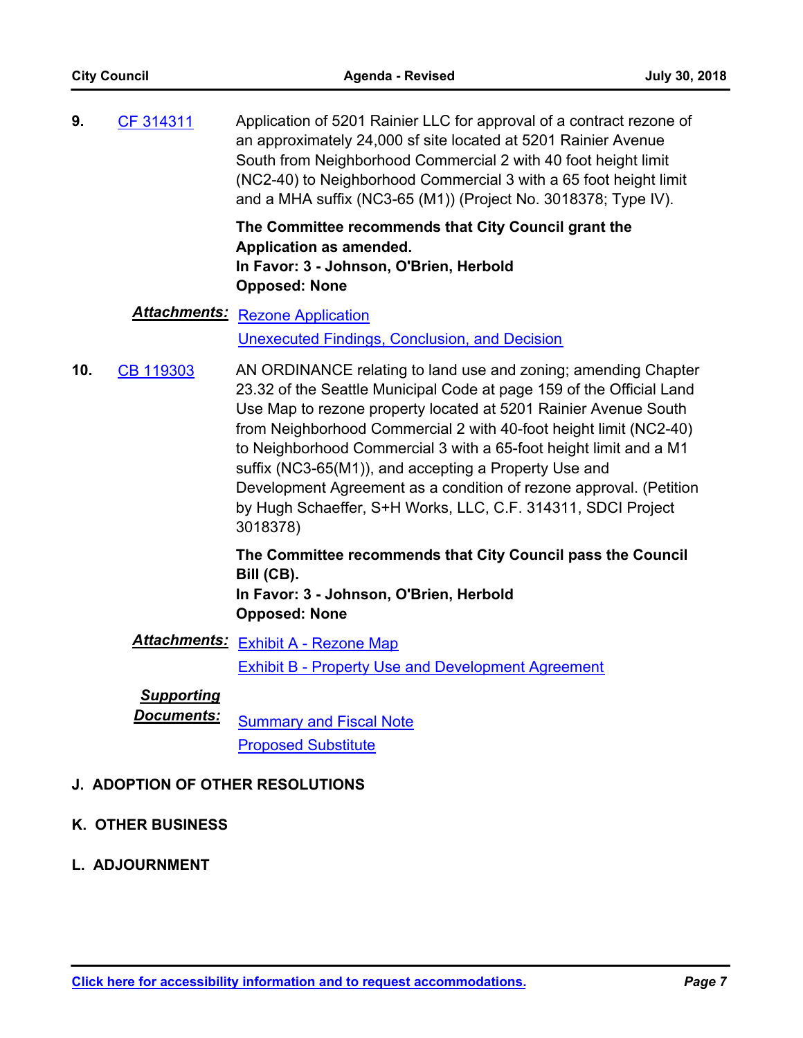**9.** CF 314311

Application of 5201 Rainier LLC for approval of a contract rezone of an approximately 24,000 sf site located at 5201 Rainier Avenue South from Neighborhood Commercial 2 with 40 foot height limit (NC2-40) to Neighborhood Commercial 3 with a 65 foot height limit and a MHA suffix (NC3-65 (M1)) (Project No. 3018378; Type IV).

**The Committee recommends that City Council grant the Application as amended.**
**In Favor: 3 - Johnson, O'Brien, Herbold**
**Opposed: None**

***Attachments:*** Rezone Application
Unexecuted Findings, Conclusion, and Decision

**10.** CB 119303

AN ORDINANCE relating to land use and zoning; amending Chapter 23.32 of the Seattle Municipal Code at page 159 of the Official Land Use Map to rezone property located at 5201 Rainier Avenue South from Neighborhood Commercial 2 with 40-foot height limit (NC2-40) to Neighborhood Commercial 3 with a 65-foot height limit and a M1 suffix (NC3-65(M1)), and accepting a Property Use and Development Agreement as a condition of rezone approval. (Petition by Hugh Schaeffer, S+H Works, LLC, C.F. 314311, SDCI Project 3018378)

**The Committee recommends that City Council pass the Council Bill (CB).**
**In Favor: 3 - Johnson, O'Brien, Herbold**
**Opposed: None**

***Attachments:*** Exhibit A - Rezone Map
Exhibit B - Property Use and Development Agreement

***Supporting Documents:*** Summary and Fiscal Note
Proposed Substitute

## J. ADOPTION OF OTHER RESOLUTIONS

## K. OTHER BUSINESS

## L. ADJOURNMENT